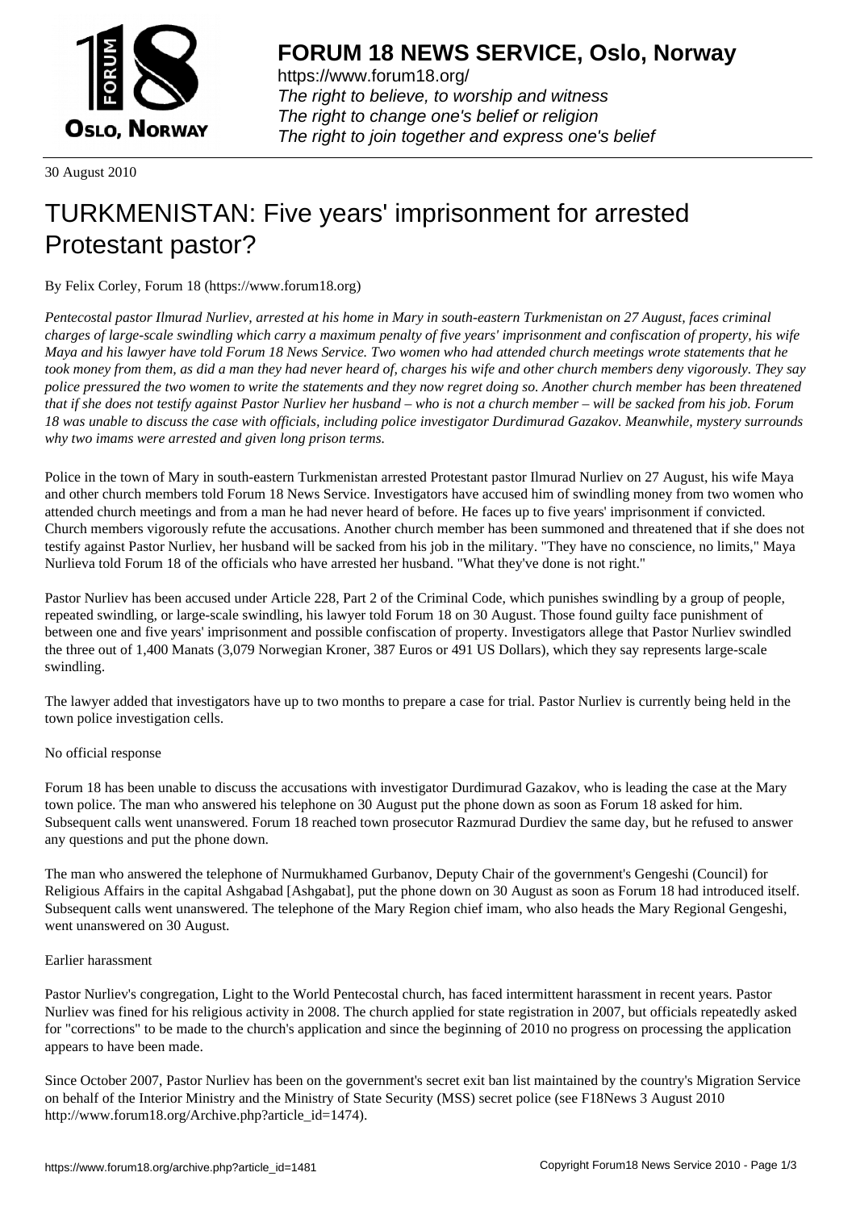# FORUM 18 NEWS SERVICE, Oslo, Norway

https://www.forum18.org/
*The right to believe, to worship and witness*
*The right to change one's belief or religion*
*The right to join together and express one's belief*

30 August 2010

# TURKMENISTAN: Five years' imprisonment for arrested Protestant pastor?

By Felix Corley, Forum 18 (https://www.forum18.org)

*Pentecostal pastor Ilmurad Nurliev, arrested at his home in Mary in south-eastern Turkmenistan on 27 August, faces criminal charges of large-scale swindling which carry a maximum penalty of five years' imprisonment and confiscation of property, his wife Maya and his lawyer have told Forum 18 News Service. Two women who had attended church meetings wrote statements that he took money from them, as did a man they had never heard of, charges his wife and other church members deny vigorously. They say police pressured the two women to write the statements and they now regret doing so. Another church member has been threatened that if she does not testify against Pastor Nurliev her husband – who is not a church member – will be sacked from his job. Forum 18 was unable to discuss the case with officials, including police investigator Durdimurad Gazakov. Meanwhile, mystery surrounds why two imams were arrested and given long prison terms.*

Police in the town of Mary in south-eastern Turkmenistan arrested Protestant pastor Ilmurad Nurliev on 27 August, his wife Maya and other church members told Forum 18 News Service. Investigators have accused him of swindling money from two women who attended church meetings and from a man he had never heard of before. He faces up to five years' imprisonment if convicted. Church members vigorously refute the accusations. Another church member has been summoned and threatened that if she does not testify against Pastor Nurliev, her husband will be sacked from his job in the military. "They have no conscience, no limits," Maya Nurlieva told Forum 18 of the officials who have arrested her husband. "What they've done is not right."

Pastor Nurliev has been accused under Article 228, Part 2 of the Criminal Code, which punishes swindling by a group of people, repeated swindling, or large-scale swindling, his lawyer told Forum 18 on 30 August. Those found guilty face punishment of between one and five years' imprisonment and possible confiscation of property. Investigators allege that Pastor Nurliev swindled the three out of 1,400 Manats (3,079 Norwegian Kroner, 387 Euros or 491 US Dollars), which they say represents large-scale swindling.

The lawyer added that investigators have up to two months to prepare a case for trial. Pastor Nurliev is currently being held in the town police investigation cells.

## No official response

Forum 18 has been unable to discuss the accusations with investigator Durdimurad Gazakov, who is leading the case at the Mary town police. The man who answered his telephone on 30 August put the phone down as soon as Forum 18 asked for him. Subsequent calls went unanswered. Forum 18 reached town prosecutor Razmurad Durdiev the same day, but he refused to answer any questions and put the phone down.

The man who answered the telephone of Nurmukhamed Gurbanov, Deputy Chair of the government's Gengeshi (Council) for Religious Affairs in the capital Ashgabad [Ashgabat], put the phone down on 30 August as soon as Forum 18 had introduced itself. Subsequent calls went unanswered. The telephone of the Mary Region chief imam, who also heads the Mary Regional Gengeshi, went unanswered on 30 August.

## Earlier harassment

Pastor Nurliev's congregation, Light to the World Pentecostal church, has faced intermittent harassment in recent years. Pastor Nurliev was fined for his religious activity in 2008. The church applied for state registration in 2007, but officials repeatedly asked for "corrections" to be made to the church's application and since the beginning of 2010 no progress on processing the application appears to have been made.

Since October 2007, Pastor Nurliev has been on the government's secret exit ban list maintained by the country's Migration Service on behalf of the Interior Ministry and the Ministry of State Security (MSS) secret police (see F18News 3 August 2010 http://www.forum18.org/Archive.php?article_id=1474).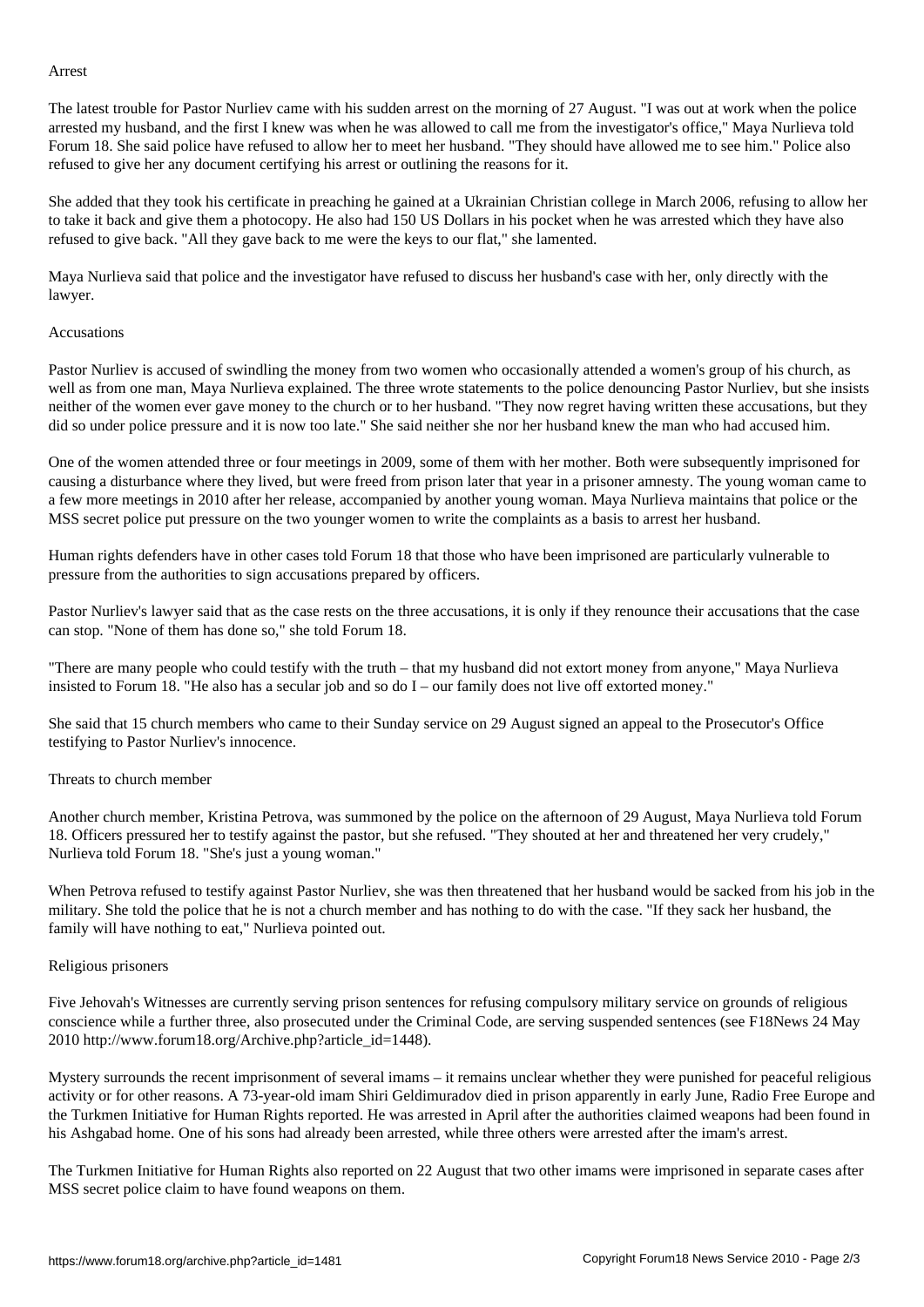## Arrest

The latest trouble for Pastor Nurliev came with his sudden arrest on the morning of 27 August. "I was out at work when the police arrested my husband, and the first I knew was when he was allowed to call me from the investigator's office," Maya Nurlieva told Forum 18. She said police have refused to allow her to meet her husband. "They should have allowed me to see him." Police also refused to give her any document certifying his arrest or outlining the reasons for it.

She added that they took his certificate in preaching he gained at a Ukrainian Christian college in March 2006, refusing to allow her to take it back and give them a photocopy. He also had 150 US Dollars in his pocket when he was arrested which they have also refused to give back. "All they gave back to me were the keys to our flat," she lamented.

Maya Nurlieva said that police and the investigator have refused to discuss her husband's case with her, only directly with the lawyer.

## Accusations

Pastor Nurliev is accused of swindling the money from two women who occasionally attended a women's group of his church, as well as from one man, Maya Nurlieva explained. The three wrote statements to the police denouncing Pastor Nurliev, but she insists neither of the women ever gave money to the church or to her husband. "They now regret having written these accusations, but they did so under police pressure and it is now too late." She said neither she nor her husband knew the man who had accused him.

One of the women attended three or four meetings in 2009, some of them with her mother. Both were subsequently imprisoned for causing a disturbance where they lived, but were freed from prison later that year in a prisoner amnesty. The young woman came to a few more meetings in 2010 after her release, accompanied by another young woman. Maya Nurlieva maintains that police or the MSS secret police put pressure on the two younger women to write the complaints as a basis to arrest her husband.

Human rights defenders have in other cases told Forum 18 that those who have been imprisoned are particularly vulnerable to pressure from the authorities to sign accusations prepared by officers.

Pastor Nurliev's lawyer said that as the case rests on the three accusations, it is only if they renounce their accusations that the case can stop. "None of them has done so," she told Forum 18.

"There are many people who could testify with the truth – that my husband did not extort money from anyone," Maya Nurlieva insisted to Forum 18. "He also has a secular job and so do I – our family does not live off extorted money."

She said that 15 church members who came to their Sunday service on 29 August signed an appeal to the Prosecutor's Office testifying to Pastor Nurliev's innocence.

## Threats to church member

Another church member, Kristina Petrova, was summoned by the police on the afternoon of 29 August, Maya Nurlieva told Forum 18. Officers pressured her to testify against the pastor, but she refused. "They shouted at her and threatened her very crudely," Nurlieva told Forum 18. "She's just a young woman."

When Petrova refused to testify against Pastor Nurliev, she was then threatened that her husband would be sacked from his job in the military. She told the police that he is not a church member and has nothing to do with the case. "If they sack her husband, the family will have nothing to eat," Nurlieva pointed out.

## Religious prisoners

Five Jehovah's Witnesses are currently serving prison sentences for refusing compulsory military service on grounds of religious conscience while a further three, also prosecuted under the Criminal Code, are serving suspended sentences (see F18News 24 May 2010 http://www.forum18.org/Archive.php?article_id=1448).

Mystery surrounds the recent imprisonment of several imams – it remains unclear whether they were punished for peaceful religious activity or for other reasons. A 73-year-old imam Shiri Geldimuradov died in prison apparently in early June, Radio Free Europe and the Turkmen Initiative for Human Rights reported. He was arrested in April after the authorities claimed weapons had been found in his Ashgabad home. One of his sons had already been arrested, while three others were arrested after the imam's arrest.

The Turkmen Initiative for Human Rights also reported on 22 August that two other imams were imprisoned in separate cases after MSS secret police claim to have found weapons on them.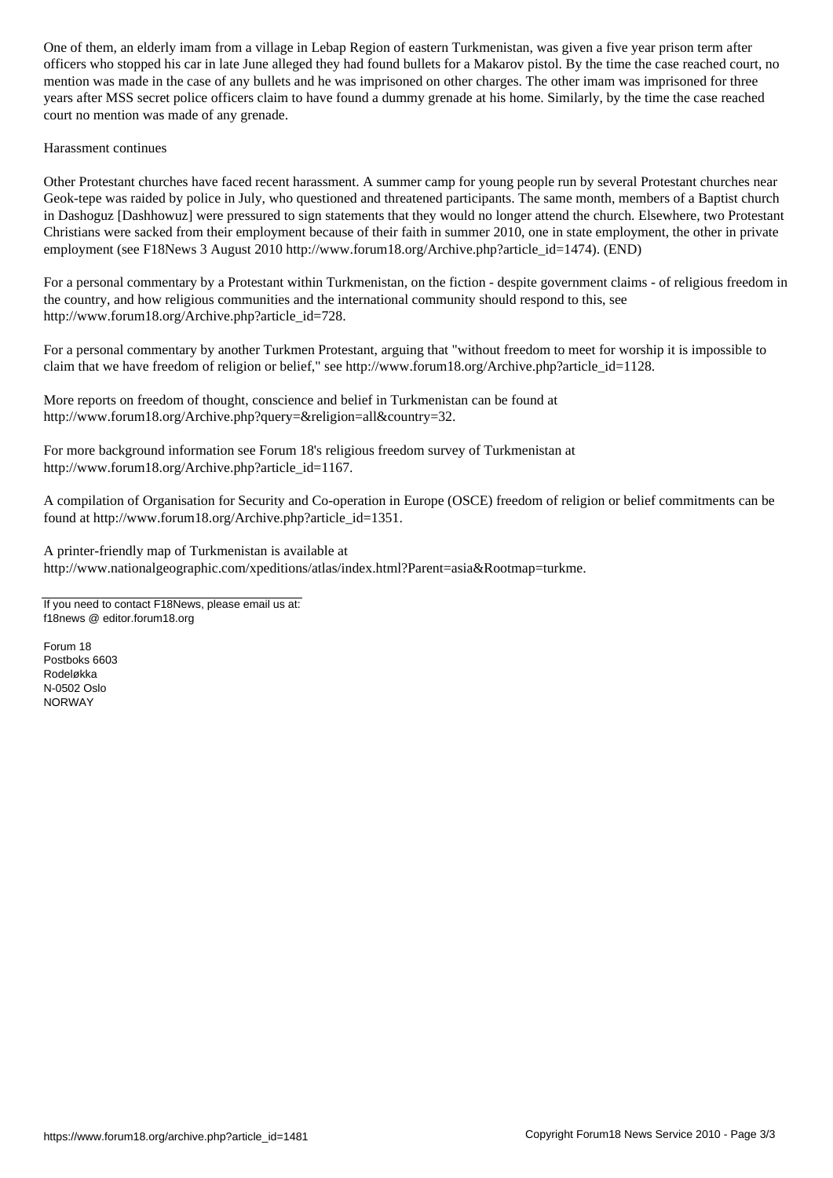One of them, an elderly imam from a village in Lebap Region of eastern Turkmenistan, was given a five year prison term after officers who stopped his car in late June alleged they had found bullets for a Makarov pistol. By the time the case reached court, no mention was made in the case of any bullets and he was imprisoned on other charges. The other imam was imprisoned for three years after MSS secret police officers claim to have found a dummy grenade at his home. Similarly, by the time the case reached court no mention was made of any grenade.

## Harassment continues

Other Protestant churches have faced recent harassment. A summer camp for young people run by several Protestant churches near Geok-tepe was raided by police in July, who questioned and threatened participants. The same month, members of a Baptist church in Dashoguz [Dashhowuz] were pressured to sign statements that they would no longer attend the church. Elsewhere, two Protestant Christians were sacked from their employment because of their faith in summer 2010, one in state employment, the other in private employment (see F18News 3 August 2010 http://www.forum18.org/Archive.php?article_id=1474). (END)

For a personal commentary by a Protestant within Turkmenistan, on the fiction - despite government claims - of religious freedom in the country, and how religious communities and the international community should respond to this, see http://www.forum18.org/Archive.php?article_id=728.

For a personal commentary by another Turkmen Protestant, arguing that "without freedom to meet for worship it is impossible to claim that we have freedom of religion or belief," see http://www.forum18.org/Archive.php?article_id=1128.

More reports on freedom of thought, conscience and belief in Turkmenistan can be found at http://www.forum18.org/Archive.php?query=&religion=all&country=32.

For more background information see Forum 18's religious freedom survey of Turkmenistan at http://www.forum18.org/Archive.php?article_id=1167.

A compilation of Organisation for Security and Co-operation in Europe (OSCE) freedom of religion or belief commitments can be found at http://www.forum18.org/Archive.php?article_id=1351.

A printer-friendly map of Turkmenistan is available at http://www.nationalgeographic.com/xpeditions/atlas/index.html?Parent=asia&Rootmap=turkme.

---

If you need to contact F18News, please email us at:
f18news @ editor.forum18.org

Forum 18
Postboks 6603
Rodeløkka
N-0502 Oslo
NORWAY